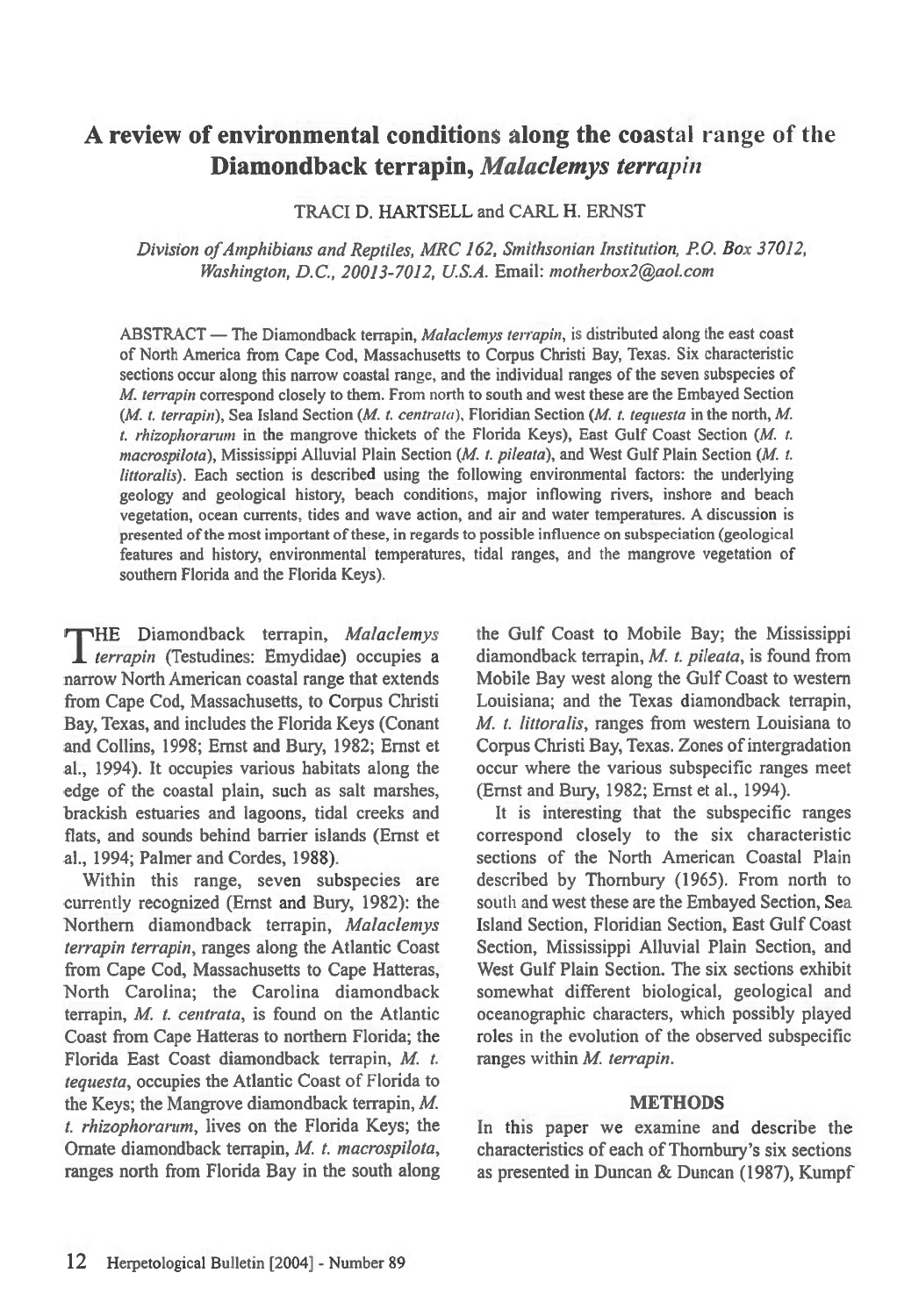# A review of environmental conditions along the coastal range of the Diamondback terrapin, *Malaclemys terrapin*

TRACI D. HARTSELL and CARL H. ERNST

*Division of Amphibians and Reptiles, MRC 162, Smithsonian Institution, P.O. Box 37012, Washington, D.C., 20013-7012, U.S.A.* Email: *motherbox2@aol.com*

ABSTRACT — The Diamondback terrapin, *Malaclemys terrapin*, is distributed along the east coast of North America from Cape Cod, Massachusetts to Corpus Christi Bay, Texas. Six characteristic sections occur along this narrow coastal range, and the individual ranges of the seven subspecies of *M. terrapin* correspond closely to them. From north to south and west these are the Embayed Section (*M. t. terrapin*), Sea Island Section (*M. t. centrata*), Floridian Section (*M. t. tequesta* in the north, *M. t. rhizophorarum* in the mangrove thickets of the Florida Keys), East Gulf Coast Section (*M. t. macrospilota*), Mississippi Alluvial Plain Section (*M. t. pileata*), and West Gulf Plain Section (*M. t. littoralis*). Each section is described using the following environmental factors: the underlying geology and geological history, beach conditions, major inflowing rivers, inshore and beach vegetation, ocean currents, tides and wave action, and air and water temperatures. A discussion is presented of the most important of these, in regards to possible influence on subspeciation (geological features and history, environmental temperatures, tidal ranges, and the mangrove vegetation of southern Florida and the Florida Keys).

THE Diamondback terrapin, *Malaclemys terrapin* (Testudines: Emydidae) occupies a narrow North American coastal range that extends from Cape Cod, Massachusetts, to Corpus Christi Bay, Texas, and includes the Florida Keys (Conant and Collins, 1998; Ernst and Bury, 1982; Ernst et al., 1994). It occupies various habitats along the edge of the coastal plain, such as salt marshes, brackish estuaries and lagoons, tidal creeks and flats, and sounds behind barrier islands (Ernst et al., 1994; Palmer and Cordes, 1988).

Within this range, seven subspecies are currently recognized (Ernst and Bury, 1982): the Northern diamondback terrapin, *Malaclemys terrapin terrapin*, ranges along the Atlantic Coast from Cape Cod, Massachusetts to Cape Hatteras, North Carolina; the Carolina diamondback terrapin, *M. t. centrata*, is found on the Atlantic Coast from Cape Hatteras to northern Florida; the Florida East Coast diamondback terrapin, *M. t. tequesta*, occupies the Atlantic Coast of Florida to the Keys; the Mangrove diamondback terrapin, *M. t. rhizophorarum*, lives on the Florida Keys; the Ornate diamondback terrapin, *M. t. macrospilota*, ranges north from Florida Bay in the south along the Gulf Coast to Mobile Bay; the Mississippi diamondback terrapin, *M. t. pileata*, is found from Mobile Bay west along the Gulf Coast to western Louisiana; and the Texas diamondback terrapin, *M. t. littoralis*, ranges from western Louisiana to Corpus Christi Bay, Texas. Zones of intergradation occur where the various subspecific ranges meet (Ernst and Bury, 1982; Ernst et al., 1994).

It is interesting that the subspecific ranges correspond closely to the six characteristic sections of the North American Coastal Plain described by Thornbury (1965). From north to south and west these are the Embayed Section, Sea Island Section, Floridian Section, East Gulf Coast Section, Mississippi Alluvial Plain Section, and West Gulf Plain Section. The six sections exhibit somewhat different biological, geological and oceanographic characters, which possibly played roles in the evolution of the observed subspecific ranges within *M. terrapin*.

## METHODS

In this paper we examine and describe the characteristics of each of Thornbury's six sections as presented in Duncan & Duncan (1987), Kumpf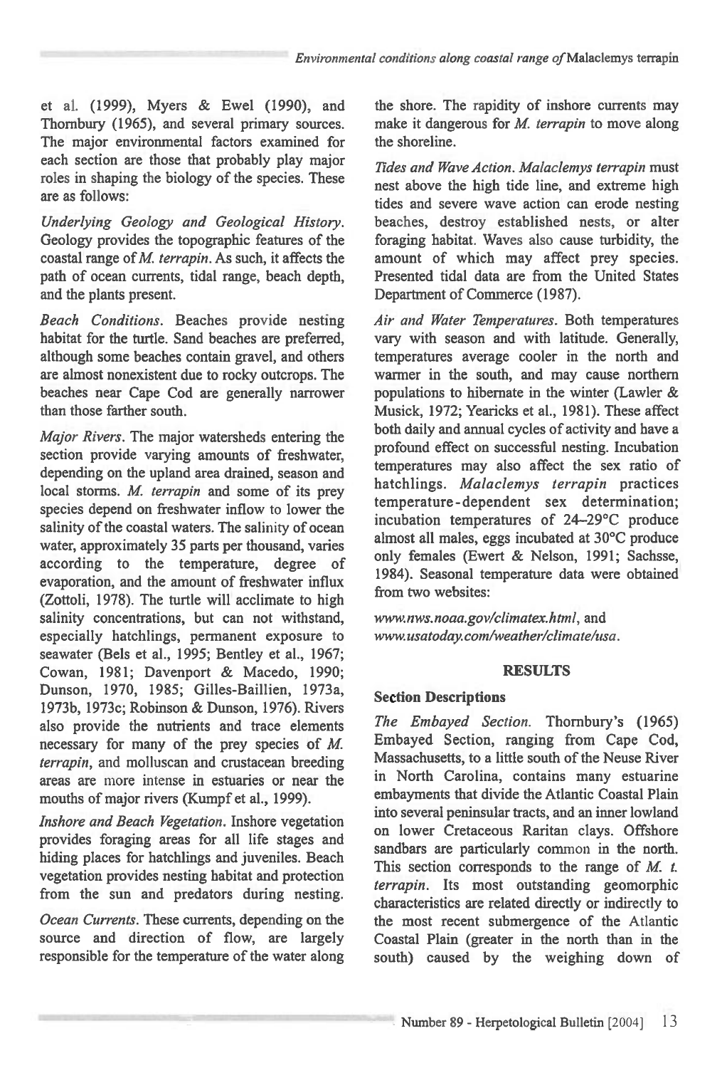et al. (1999), Myers & Ewel (1990), and Thornbury (1965), and several primary sources. The major environmental factors examined for each section are those that probably play major roles in shaping the biology of the species. These are as follows:

*Underlying Geology and Geological History*. Geology provides the topographic features of the coastal range of *M. terrapin*. As such, it affects the path of ocean currents, tidal range, beach depth, and the plants present.

*Beach Conditions*. Beaches provide nesting habitat for the turtle. Sand beaches are preferred, although some beaches contain gravel, and others are almost nonexistent due to rocky outcrops. The beaches near Cape Cod are generally narrower than those farther south.

*Major Rivers*. The major watersheds entering the section provide varying amounts of freshwater, depending on the upland area drained, season and local storms. *M. terrapin* and some of its prey species depend on freshwater inflow to lower the salinity of the coastal waters. The salinity of ocean water, approximately 35 parts per thousand, varies according to the temperature, degree of evaporation, and the amount of freshwater influx (Zottoli, 1978). The turtle will acclimate to high salinity concentrations, but can not withstand, especially hatchlings, permanent exposure to seawater (Bels et al., 1995; Bentley et al., 1967; Cowan, 1981; Davenport & Macedo, 1990; Dunson, 1970, 1985; Gilles-Baillien, 1973a, 1973b, 1973c; Robinson & Dunson, 1976). Rivers also provide the nutrients and trace elements necessary for many of the prey species of *M. terrapin*, and molluscan and crustacean breeding areas are more intense in estuaries or near the mouths of major rivers (Kumpf et al., 1999).

*Inshore and Beach Vegetation*. Inshore vegetation provides foraging areas for all life stages and hiding places for hatchlings and juveniles. Beach vegetation provides nesting habitat and protection from the sun and predators during nesting.

*Ocean Currents*. These currents, depending on the source and direction of flow, are largely responsible for the temperature of the water along the shore. The rapidity of inshore currents may make it dangerous for *M. terrapin* to move along the shoreline.

*Tides and Wave Action*. *Malaclemys terrapin* must nest above the high tide line, and extreme high tides and severe wave action can erode nesting beaches, destroy established nests, or alter foraging habitat. Waves also cause turbidity, the amount of which may affect prey species. Presented tidal data are from the United States Department of Commerce (1987).

*Air and Water Temperatures*. Both temperatures vary with season and with latitude. Generally, temperatures average cooler in the north and warmer in the south, and may cause northern populations to hibernate in the winter (Lawler & Musick, 1972; Yearicks et al., 1981). These affect both daily and annual cycles of activity and have a profound effect on successful nesting. Incubation temperatures may also affect the sex ratio of hatchlings. *Malaclemys terrapin* practices temperature-dependent sex determination; incubation temperatures of 24–29°C produce almost all males, eggs incubated at 30°C produce only females (Ewert & Nelson, 1991; Sachsse, 1984). Seasonal temperature data were obtained from two websites:

*www.nws.noaa.gov/climatex.html*, and
*www.usatoday.com/weather/climate/usa*.

## RESULTS

### Section Descriptions

*The Embayed Section*. Thornbury's (1965) Embayed Section, ranging from Cape Cod, Massachusetts, to a little south of the Neuse River in North Carolina, contains many estuarine embayments that divide the Atlantic Coastal Plain into several peninsular tracts, and an inner lowland on lower Cretaceous Raritan clays. Offshore sandbars are particularly common in the north. This section corresponds to the range of *M. t. terrapin*. Its most outstanding geomorphic characteristics are related directly or indirectly to the most recent submergence of the Atlantic Coastal Plain (greater in the north than in the south) caused by the weighing down of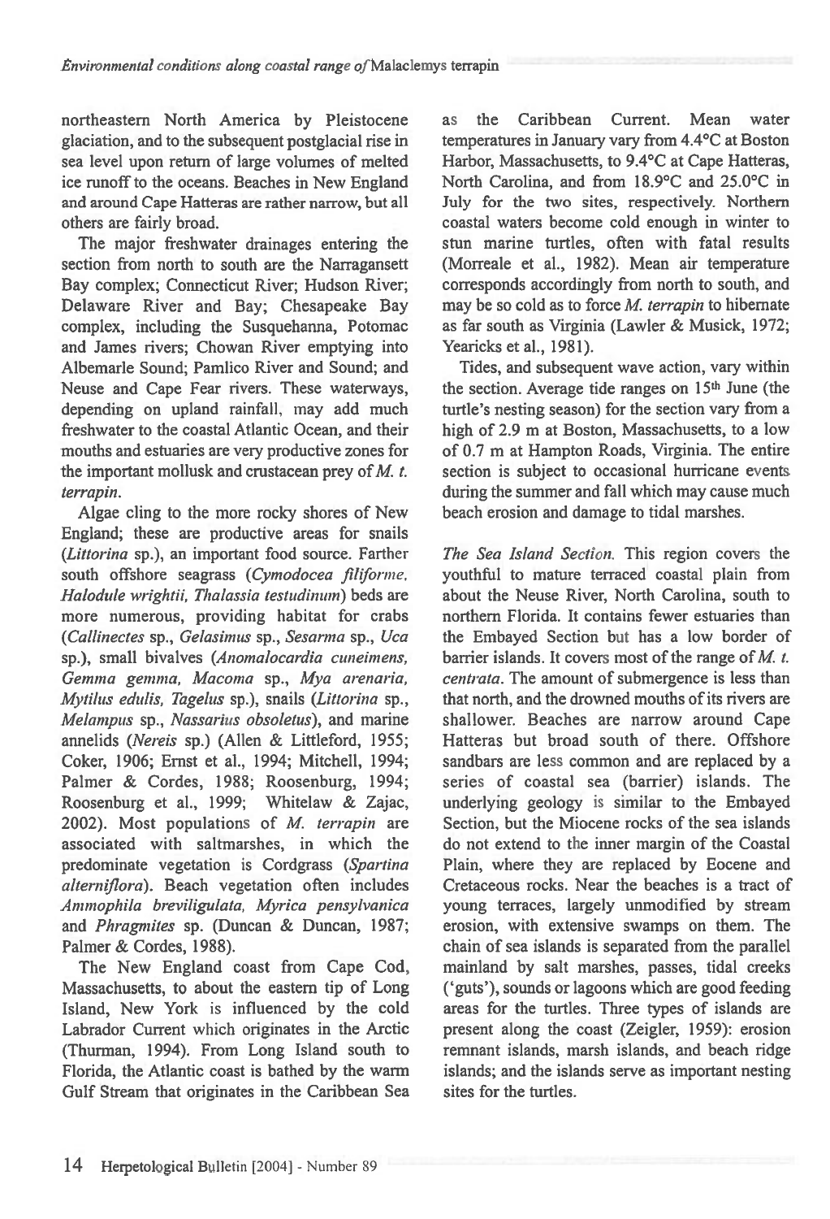northeastern North America by Pleistocene glaciation, and to the subsequent postglacial rise in sea level upon return of large volumes of melted ice runoff to the oceans. Beaches in New England and around Cape Hatteras are rather narrow, but all others are fairly broad.

The major freshwater drainages entering the section from north to south are the Narragansett Bay complex; Connecticut River; Hudson River; Delaware River and Bay; Chesapeake Bay complex, including the Susquehanna, Potomac and James rivers; Chowan River emptying into Albemarle Sound; Pamlico River and Sound; and Neuse and Cape Fear rivers. These waterways, depending on upland rainfall, may add much freshwater to the coastal Atlantic Ocean, and their mouths and estuaries are very productive zones for the important mollusk and crustacean prey of *M. t. terrapin*.

Algae cling to the more rocky shores of New England; these are productive areas for snails (*Littorina* sp.), an important food source. Farther south offshore seagrass (*Cymodocea filiforme, Halodule wrightii, Thalassia testudinum*) beds are more numerous, providing habitat for crabs (*Callinectes* sp., *Gelasimus* sp., *Sesarma* sp., *Uca* sp.), small bivalves (*Anomalocardia cuneimens, Gemma gemma, Macoma* sp., *Mya arenaria, Mytilus edulis, Tagelus* sp.), snails (*Littorina* sp., *Melampus* sp., *Nassarius obsoletus*), and marine annelids (*Nereis* sp.) (Allen & Littleford, 1955; Coker, 1906; Ernst et al., 1994; Mitchell, 1994; Palmer & Cordes, 1988; Roosenburg, 1994; Roosenburg et al., 1999; Whitelaw & Zajac, 2002). Most populations of *M. terrapin* are associated with saltmarshes, in which the predominate vegetation is Cordgrass (*Spartina alterniflora*). Beach vegetation often includes *Ammophila breviligulata, Myrica pensylvanica* and *Phragmites* sp. (Duncan & Duncan, 1987; Palmer & Cordes, 1988).

The New England coast from Cape Cod, Massachusetts, to about the eastern tip of Long Island, New York is influenced by the cold Labrador Current which originates in the Arctic (Thurman, 1994). From Long Island south to Florida, the Atlantic coast is bathed by the warm Gulf Stream that originates in the Caribbean Sea as the Caribbean Current. Mean water temperatures in January vary from 4.4°C at Boston Harbor, Massachusetts, to 9.4°C at Cape Hatteras, North Carolina, and from 18.9°C and 25.0°C in July for the two sites, respectively. Northern coastal waters become cold enough in winter to stun marine turtles, often with fatal results (Morreale et al., 1982). Mean air temperature corresponds accordingly from north to south, and may be so cold as to force *M. terrapin* to hibernate as far south as Virginia (Lawler & Musick, 1972; Yearicks et al., 1981).

Tides, and subsequent wave action, vary within the section. Average tide ranges on 15th June (the turtle's nesting season) for the section vary from a high of 2.9 m at Boston, Massachusetts, to a low of 0.7 m at Hampton Roads, Virginia. The entire section is subject to occasional hurricane events during the summer and fall which may cause much beach erosion and damage to tidal marshes.

*The Sea Island Section.* This region covers the youthful to mature terraced coastal plain from about the Neuse River, North Carolina, south to northern Florida. It contains fewer estuaries than the Embayed Section but has a low border of barrier islands. It covers most of the range of *M. t. centrata*. The amount of submergence is less than that north, and the drowned mouths of its rivers are shallower. Beaches are narrow around Cape Hatteras but broad south of there. Offshore sandbars are less common and are replaced by a series of coastal sea (barrier) islands. The underlying geology is similar to the Embayed Section, but the Miocene rocks of the sea islands do not extend to the inner margin of the Coastal Plain, where they are replaced by Eocene and Cretaceous rocks. Near the beaches is a tract of young terraces, largely unmodified by stream erosion, with extensive swamps on them. The chain of sea islands is separated from the parallel mainland by salt marshes, passes, tidal creeks ('guts'), sounds or lagoons which are good feeding areas for the turtles. Three types of islands are present along the coast (Zeigler, 1959): erosion remnant islands, marsh islands, and beach ridge islands; and the islands serve as important nesting sites for the turtles.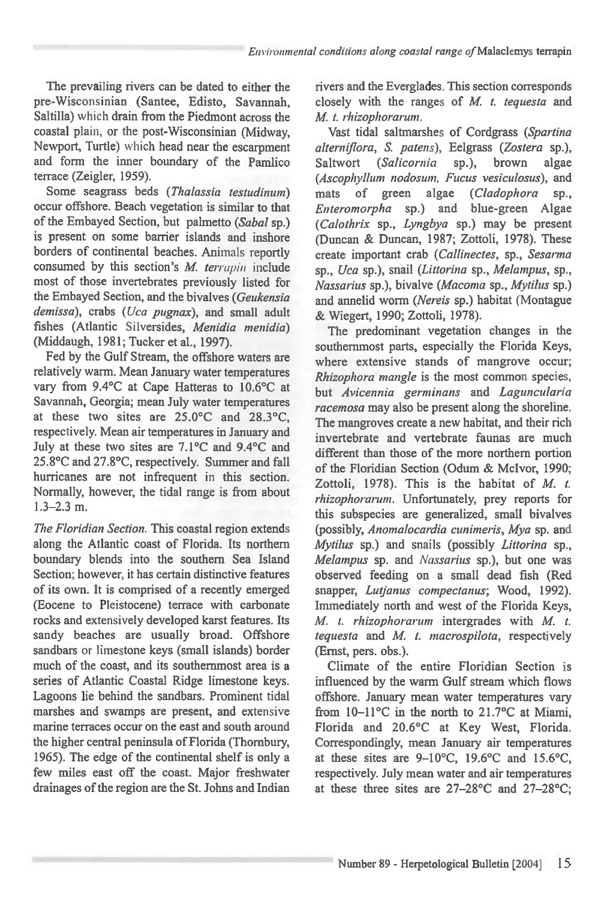The prevailing rivers can be dated to either the pre-Wisconsinian (Santee, Edisto, Savannah, Saltilla) which drain from the Piedmont across the coastal plain, or the post-Wisconsinian (Midway, Newport, Turtle) which head near the escarpment and form the inner boundary of the Pamlico terrace (Zeigler, 1959).

Some seagrass beds (*Thalassia testudinum*) occur offshore. Beach vegetation is similar to that of the Embayed Section, but palmetto (*Sabal* sp.) is present on some barrier islands and inshore borders of continental beaches. Animals reportly consumed by this section's *M. terrapin* include most of those invertebrates previously listed for the Embayed Section, and the bivalves (*Geukensia demissa*), crabs (*Uca pugnax*), and small adult fishes (Atlantic Silversides, *Menidia menidia*) (Middaugh, 1981; Tucker et al., 1997).

Fed by the Gulf Stream, the offshore waters are relatively warm. Mean January water temperatures vary from 9.4°C at Cape Hatteras to 10.6°C at Savannah, Georgia; mean July water temperatures at these two sites are 25.0°C and 28.3°C, respectively. Mean air temperatures in January and July at these two sites are 7.1°C and 9.4°C and 25.8°C and 27.8°C, respectively. Summer and fall hurricanes are not infrequent in this section. Normally, however, the tidal range is from about 1.3–2.3 m.

*The Floridian Section.* This coastal region extends along the Atlantic coast of Florida. Its northern boundary blends into the southern Sea Island Section; however, it has certain distinctive features of its own. It is comprised of a recently emerged (Eocene to Pleistocene) terrace with carbonate rocks and extensively developed karst features. Its sandy beaches are usually broad. Offshore sandbars or limestone keys (small islands) border much of the coast, and its southernmost area is a series of Atlantic Coastal Ridge limestone keys. Lagoons lie behind the sandbars. Prominent tidal marshes and swamps are present, and extensive marine terraces occur on the east and south around the higher central peninsula of Florida (Thornbury, 1965). The edge of the continental shelf is only a few miles east off the coast. Major freshwater drainages of the region are the St. Johns and Indian rivers and the Everglades. This section corresponds closely with the ranges of *M. t. tequesta* and *M. t. rhizophorarum*.

Vast tidal saltmarshes of Cordgrass (*Spartina alterniflora*, *S. patens*), Eelgrass (*Zostera* sp.), Saltwort (*Salicornia* sp.), brown algae (*Ascophyllum nodosum, Fucus vesiculosus*), and mats of green algae (*Cladophora* sp., *Enteromorpha* sp.) and blue-green Algae (*Calothrix* sp., *Lyngbya* sp.) may be present (Duncan & Duncan, 1987; Zottoli, 1978). These create important crab (*Callinectes*, sp., *Sesarma* sp., *Uca* sp.), snail (*Littorina* sp., *Melampus*, sp., *Nassarius* sp.), bivalve (*Macoma* sp., *Mytilus* sp.) and annelid worm (*Nereis* sp.) habitat (Montague & Wiegert, 1990; Zottoli, 1978).

The predominant vegetation changes in the southernmost parts, especially the Florida Keys, where extensive stands of mangrove occur; *Rhizophora mangle* is the most common species, but *Avicennia germinans* and *Laguncularia racemosa* may also be present along the shoreline. The mangroves create a new habitat, and their rich invertebrate and vertebrate faunas are much different than those of the more northern portion of the Floridian Section (Odum & McIvor, 1990; Zottoli, 1978). This is the habitat of *M. t. rhizophorarum*. Unfortunately, prey reports for this subspecies are generalized, small bivalves (possibly, *Anomalocardia cunimeris*, *Mya* sp. and *Mytilus* sp.) and snails (possibly *Littorina* sp., *Melampus* sp. and *Nassarius* sp.), but one was observed feeding on a small dead fish (Red snapper, *Lutjanus compectanus*; Wood, 1992). Immediately north and west of the Florida Keys, *M. t. rhizophorarum* intergrades with *M. t. tequesta* and *M. t. macrospilota*, respectively (Ernst, pers. obs.).

Climate of the entire Floridian Section is influenced by the warm Gulf stream which flows offshore. January mean water temperatures vary from 10–11°C in the north to 21.7°C at Miami, Florida and 20.6°C at Key West, Florida. Correspondingly, mean January air temperatures at these sites are 9–10°C, 19.6°C and 15.6°C, respectively. July mean water and air temperatures at these three sites are 27–28°C and 27–28°C;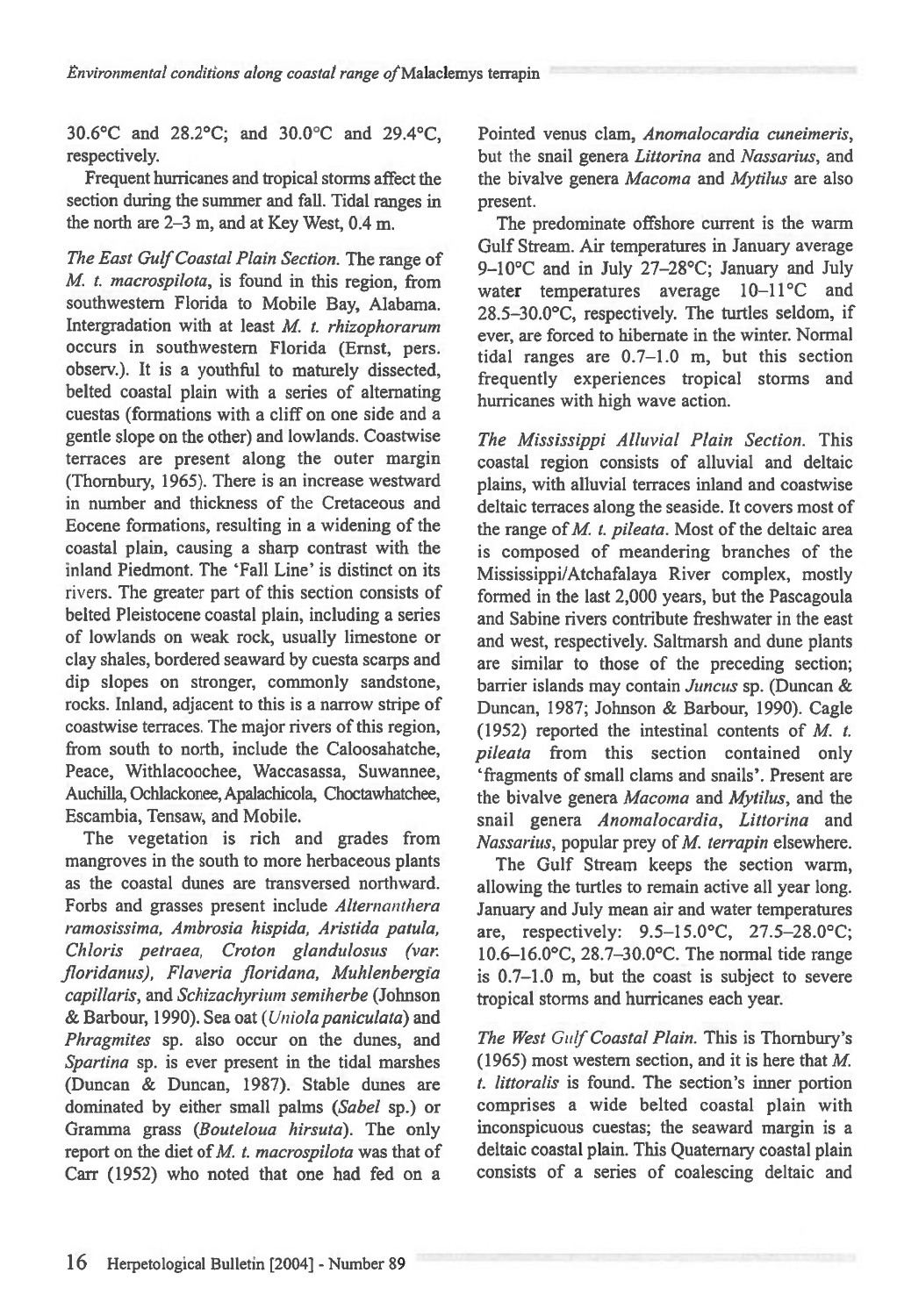30.6°C and 28.2°C; and 30.0°C and 29.4°C, respectively.

Frequent hurricanes and tropical storms affect the section during the summer and fall. Tidal ranges in the north are 2–3 m, and at Key West, 0.4 m.

*The East Gulf Coastal Plain Section.* The range of *M. t. macrospilota*, is found in this region, from southwestern Florida to Mobile Bay, Alabama. Intergradation with at least *M. t. rhizophorarum* occurs in southwestern Florida (Ernst, pers. observ.). It is a youthful to maturely dissected, belted coastal plain with a series of alternating cuestas (formations with a cliff on one side and a gentle slope on the other) and lowlands. Coastwise terraces are present along the outer margin (Thornbury, 1965). There is an increase westward in number and thickness of the Cretaceous and Eocene formations, resulting in a widening of the coastal plain, causing a sharp contrast with the inland Piedmont. The 'Fall Line' is distinct on its rivers. The greater part of this section consists of belted Pleistocene coastal plain, including a series of lowlands on weak rock, usually limestone or clay shales, bordered seaward by cuesta scarps and dip slopes on stronger, commonly sandstone, rocks. Inland, adjacent to this is a narrow stripe of coastwise terraces. The major rivers of this region, from south to north, include the Caloosahatche, Peace, Withlacoochee, Waccasassa, Suwannee, Auchilla, Ochlackonee, Apalachicola, Choctawhatchee, Escambia, Tensaw, and Mobile.

The vegetation is rich and grades from mangroves in the south to more herbaceous plants as the coastal dunes are transversed northward. Forbs and grasses present include *Alternanthera ramosissima, Ambrosia hispida, Aristida patula, Chloris petraea, Croton glandulosus (var. floridanus), Flaveria floridana, Muhlenbergia capillaris*, and *Schizachyrium semiherbe* (Johnson & Barbour, 1990). Sea oat (*Uniola paniculata*) and *Phragmites* sp. also occur on the dunes, and *Spartina* sp. is ever present in the tidal marshes (Duncan & Duncan, 1987). Stable dunes are dominated by either small palms (*Sabel* sp.) or Gramma grass (*Bouteloua hirsuta*). The only report on the diet of *M. t. macrospilota* was that of Carr (1952) who noted that one had fed on a Pointed venus clam, *Anomalocardia cuneimeris*, but the snail genera *Littorina* and *Nassarius*, and the bivalve genera *Macoma* and *Mytilus* are also present.

The predominate offshore current is the warm Gulf Stream. Air temperatures in January average 9–10°C and in July 27–28°C; January and July water temperatures average 10–11°C and 28.5–30.0°C, respectively. The turtles seldom, if ever, are forced to hibernate in the winter. Normal tidal ranges are 0.7–1.0 m, but this section frequently experiences tropical storms and hurricanes with high wave action.

*The Mississippi Alluvial Plain Section.* This coastal region consists of alluvial and deltaic plains, with alluvial terraces inland and coastwise deltaic terraces along the seaside. It covers most of the range of *M. t. pileata*. Most of the deltaic area is composed of meandering branches of the Mississippi/Atchafalaya River complex, mostly formed in the last 2,000 years, but the Pascagoula and Sabine rivers contribute freshwater in the east and west, respectively. Saltmarsh and dune plants are similar to those of the preceding section; barrier islands may contain *Juncus* sp. (Duncan & Duncan, 1987; Johnson & Barbour, 1990). Cagle (1952) reported the intestinal contents of *M. t. pileata* from this section contained only 'fragments of small clams and snails'. Present are the bivalve genera *Macoma* and *Mytilus*, and the snail genera *Anomalocardia*, *Littorina* and *Nassarius*, popular prey of *M. terrapin* elsewhere.

The Gulf Stream keeps the section warm, allowing the turtles to remain active all year long. January and July mean air and water temperatures are, respectively: 9.5–15.0°C, 27.5–28.0°C; 10.6–16.0°C, 28.7–30.0°C. The normal tide range is 0.7–1.0 m, but the coast is subject to severe tropical storms and hurricanes each year.

*The West Gulf Coastal Plain.* This is Thornbury's (1965) most western section, and it is here that *M. t. littoralis* is found. The section's inner portion comprises a wide belted coastal plain with inconspicuous cuestas; the seaward margin is a deltaic coastal plain. This Quaternary coastal plain consists of a series of coalescing deltaic and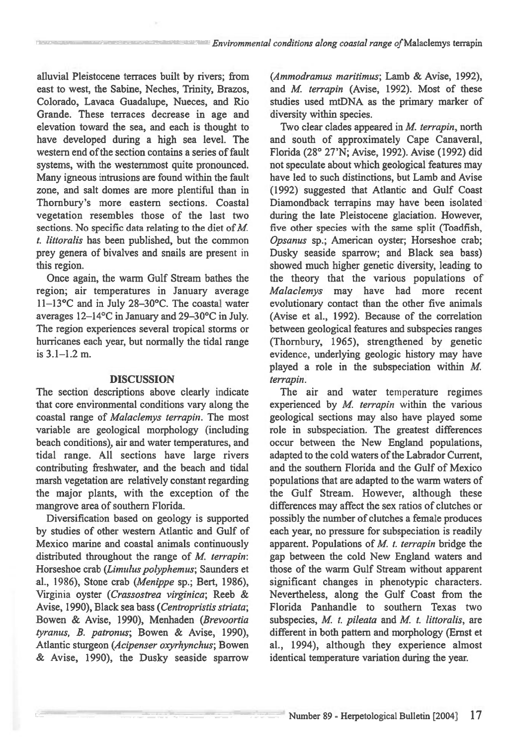alluvial Pleistocene terraces built by rivers; from east to west, the Sabine, Neches, Trinity, Brazos, Colorado, Lavaca Guadalupe, Nueces, and Rio Grande. These terraces decrease in age and elevation toward the sea, and each is thought to have developed during a high sea level. The western end of the section contains a series of fault systems, with the westernmost quite pronounced. Many igneous intrusions are found within the fault zone, and salt domes are more plentiful than in Thornbury's more eastern sections. Coastal vegetation resembles those of the last two sections. No specific data relating to the diet of *M. t. littoralis* has been published, but the common prey genera of bivalves and snails are present in this region.

Once again, the warm Gulf Stream bathes the region; air temperatures in January average 11–13°C and in July 28–30°C. The coastal water averages 12–14°C in January and 29–30°C in July. The region experiences several tropical storms or hurricanes each year, but normally the tidal range is 3.1–1.2 m.

## DISCUSSION

The section descriptions above clearly indicate that core environmental conditions vary along the coastal range of *Malaclemys terrapin*. The most variable are geological morphology (including beach conditions), air and water temperatures, and tidal range. All sections have large rivers contributing freshwater, and the beach and tidal marsh vegetation are relatively constant regarding the major plants, with the exception of the mangrove area of southern Florida.

Diversification based on geology is supported by studies of other western Atlantic and Gulf of Mexico marine and coastal animals continuously distributed throughout the range of *M. terrapin*: Horseshoe crab (*Limulus polyphemus*; Saunders et al., 1986), Stone crab (*Menippe* sp.; Bert, 1986), Virginia oyster (*Crassostrea virginica*; Reeb & Avise, 1990), Black sea bass (*Centropristis striata*; Bowen & Avise, 1990), Menhaden (*Brevoortia tyranus*, *B. patronus*; Bowen & Avise, 1990), Atlantic sturgeon (*Acipenser oxyrhynchus*; Bowen & Avise, 1990), the Dusky seaside sparrow (*Ammodramus maritimus*; Lamb & Avise, 1992), and *M. terrapin* (Avise, 1992). Most of these studies used mtDNA as the primary marker of diversity within species.

Two clear clades appeared in *M. terrapin*, north and south of approximately Cape Canaveral, Florida (28° 27'N; Avise, 1992). Avise (1992) did not speculate about which geological features may have led to such distinctions, but Lamb and Avise (1992) suggested that Atlantic and Gulf Coast Diamondback terrapins may have been isolated during the late Pleistocene glaciation. However, five other species with the same split (Toadfish, *Opsanus* sp.; American oyster; Horseshoe crab; Dusky seaside sparrow; and Black sea bass) showed much higher genetic diversity, leading to the theory that the various populations of *Malaclemys* may have had more recent evolutionary contact than the other five animals (Avise et al., 1992). Because of the correlation between geological features and subspecies ranges (Thornbury, 1965), strengthened by genetic evidence, underlying geologic history may have played a role in the subspeciation within *M. terrapin*.

The air and water temperature regimes experienced by *M. terrapin* within the various geological sections may also have played some role in subspeciation. The greatest differences occur between the New England populations, adapted to the cold waters of the Labrador Current, and the southern Florida and the Gulf of Mexico populations that are adapted to the warm waters of the Gulf Stream. However, although these differences may affect the sex ratios of clutches or possibly the number of clutches a female produces each year, no pressure for subspeciation is readily apparent. Populations of *M. t. terrapin* bridge the gap between the cold New England waters and those of the warm Gulf Stream without apparent significant changes in phenotypic characters. Nevertheless, along the Gulf Coast from the Florida Panhandle to southern Texas two subspecies, *M. t. pileata* and *M. t. littoralis*, are different in both pattern and morphology (Ernst et al., 1994), although they experience almost identical temperature variation during the year.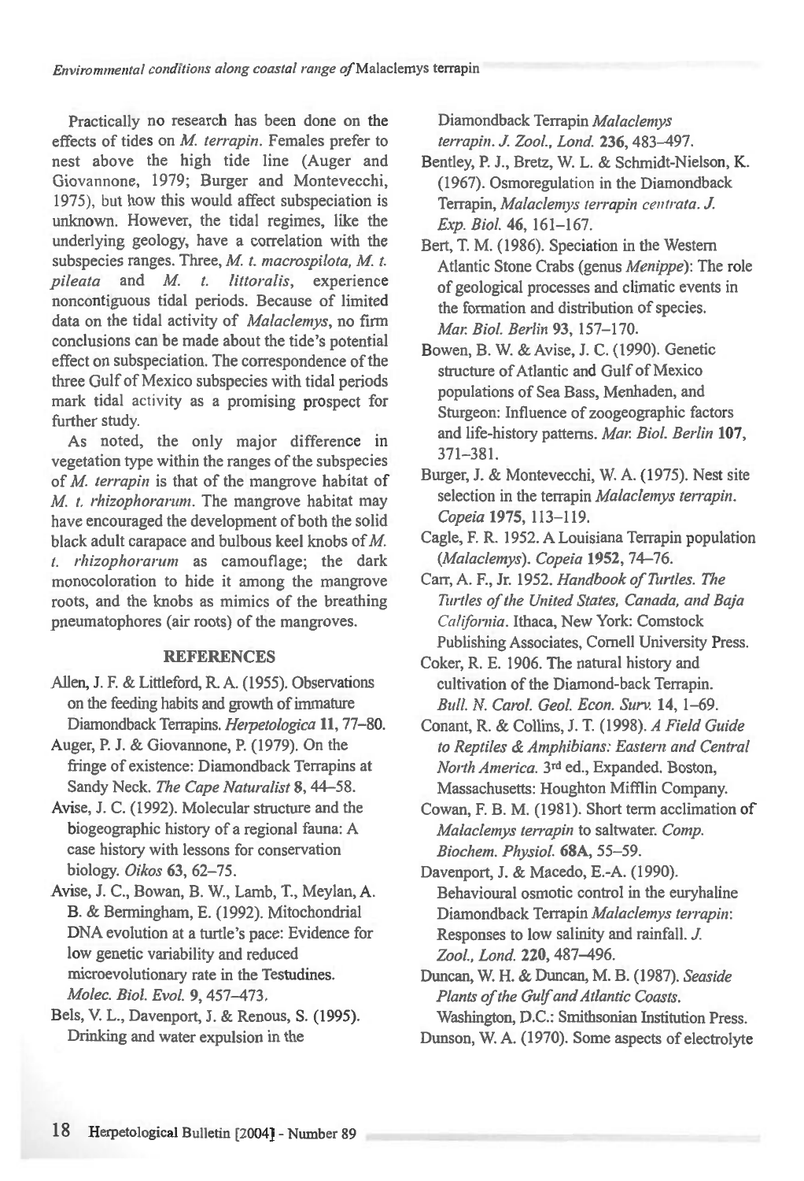Practically no research has been done on the effects of tides on *M. terrapin*. Females prefer to nest above the high tide line (Auger and Giovannone, 1979; Burger and Montevecchi, 1975), but how this would affect subspeciation is unknown. However, the tidal regimes, like the underlying geology, have a correlation with the subspecies ranges. Three, *M. t. macrospilota, M. t. pileata* and *M. t. littoralis*, experience noncontiguous tidal periods. Because of limited data on the tidal activity of *Malaclemys*, no firm conclusions can be made about the tide's potential effect on subspeciation. The correspondence of the three Gulf of Mexico subspecies with tidal periods mark tidal activity as a promising prospect for further study.

As noted, the only major difference in vegetation type within the ranges of the subspecies of *M. terrapin* is that of the mangrove habitat of *M. t. rhizophorarum*. The mangrove habitat may have encouraged the development of both the solid black adult carapace and bulbous keel knobs of *M. t. rhizophorarum* as camouflage; the dark monocoloration to hide it among the mangrove roots, and the knobs as mimics of the breathing pneumatophores (air roots) of the mangroves.

## REFERENCES

Allen, J. F. & Littleford, R. A. (1955). Observations on the feeding habits and growth of immature Diamondback Terrapins. *Herpetologica* **11**, 77–80.

Auger, P. J. & Giovannone, P. (1979). On the fringe of existence: Diamondback Terrapins at Sandy Neck. *The Cape Naturalist* **8**, 44–58.

Avise, J. C. (1992). Molecular structure and the biogeographic history of a regional fauna: A case history with lessons for conservation biology. *Oikos* **63**, 62–75.

Avise, J. C., Bowan, B. W., Lamb, T., Meylan, A. B. & Bermingham, E. (1992). Mitochondrial DNA evolution at a turtle's pace: Evidence for low genetic variability and reduced microevolutionary rate in the Testudines. *Molec. Biol. Evol.* **9**, 457–473.

Bels, V. L., Davenport, J. & Renous, S. (1995). Drinking and water expulsion in the Diamondback Terrapin *Malaclemys terrapin*. *J. Zool., Lond.* **236**, 483–497.

Bentley, P. J., Bretz, W. L. & Schmidt-Nielson, K. (1967). Osmoregulation in the Diamondback Terrapin, *Malaclemys terrapin centrata*. *J. Exp. Biol.* **46**, 161–167.

Bert, T. M. (1986). Speciation in the Western Atlantic Stone Crabs (genus *Menippe*): The role of geological processes and climatic events in the formation and distribution of species. *Mar. Biol. Berlin* **93**, 157–170.

Bowen, B. W. & Avise, J. C. (1990). Genetic structure of Atlantic and Gulf of Mexico populations of Sea Bass, Menhaden, and Sturgeon: Influence of zoogeographic factors and life-history patterns. *Mar. Biol. Berlin* **107**, 371–381.

Burger, J. & Montevecchi, W. A. (1975). Nest site selection in the terrapin *Malaclemys terrapin*. *Copeia* **1975**, 113–119.

Cagle, F. R. 1952. A Louisiana Terrapin population (*Malaclemys*). *Copeia* **1952**, 74–76.

Carr, A. F., Jr. 1952. *Handbook of Turtles. The Turtles of the United States, Canada, and Baja California*. Ithaca, New York: Comstock Publishing Associates, Cornell University Press.

Coker, R. E. 1906. The natural history and cultivation of the Diamond-back Terrapin. *Bull. N. Carol. Geol. Econ. Surv.* **14**, 1–69.

Conant, R. & Collins, J. T. (1998). *A Field Guide to Reptiles & Amphibians: Eastern and Central North America*. 3rd ed., Expanded. Boston, Massachusetts: Houghton Mifflin Company.

Cowan, F. B. M. (1981). Short term acclimation of *Malaclemys terrapin* to saltwater. *Comp. Biochem. Physiol.* **68A**, 55–59.

Davenport, J. & Macedo, E.-A. (1990). Behavioural osmotic control in the euryhaline Diamondback Terrapin *Malaclemys terrapin*: Responses to low salinity and rainfall. *J. Zool., Lond.* **220**, 487–496.

Duncan, W. H. & Duncan, M. B. (1987). *Seaside Plants of the Gulf and Atlantic Coasts*. Washington, D.C.: Smithsonian Institution Press.

Dunson, W. A. (1970). Some aspects of electrolyte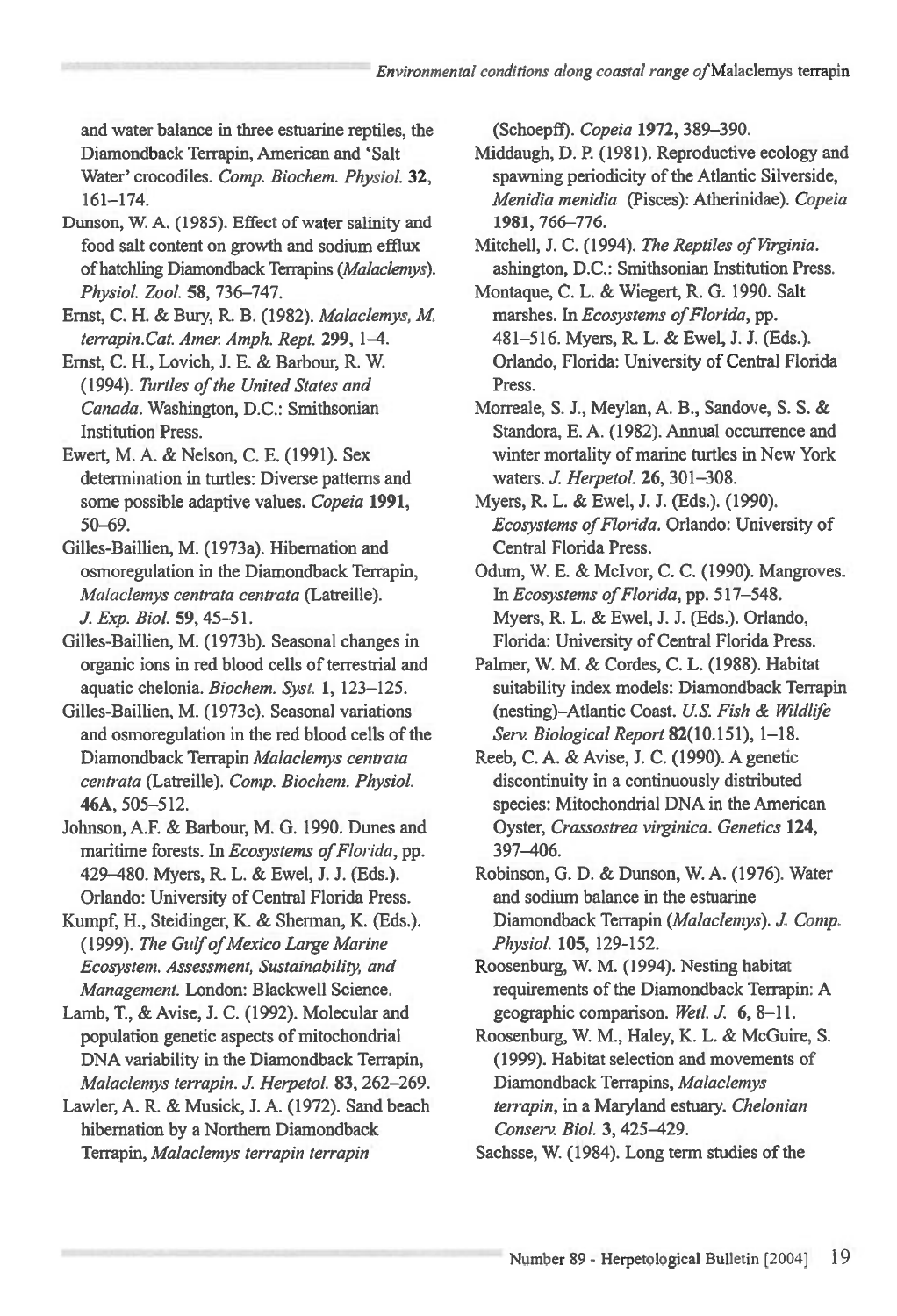and water balance in three estuarine reptiles, the Diamondback Terrapin, American and 'Salt Water' crocodiles. *Comp. Biochem. Physiol.* **32**, 161–174.

Dunson, W. A. (1985). Effect of water salinity and food salt content on growth and sodium efflux of hatchling Diamondback Terrapins (*Malaclemys*). *Physiol. Zool.* **58**, 736–747.

Ernst, C. H. & Bury, R. B. (1982). *Malaclemys, M. terrapin.Cat. Amer. Amph. Rept.* **299**, 1–4.

Ernst, C. H., Lovich, J. E. & Barbour, R. W. (1994). *Turtles of the United States and Canada*. Washington, D.C.: Smithsonian Institution Press.

Ewert, M. A. & Nelson, C. E. (1991). Sex determination in turtles: Diverse patterns and some possible adaptive values. *Copeia* **1991**, 50–69.

Gilles-Baillien, M. (1973a). Hibernation and osmoregulation in the Diamondback Terrapin, *Malaclemys centrata centrata* (Latreille). *J. Exp. Biol.* **59**, 45–51.

Gilles-Baillien, M. (1973b). Seasonal changes in organic ions in red blood cells of terrestrial and aquatic chelonia. *Biochem. Syst.* **1**, 123–125.

Gilles-Baillien, M. (1973c). Seasonal variations and osmoregulation in the red blood cells of the Diamondback Terrapin *Malaclemys centrata centrata* (Latreille). *Comp. Biochem. Physiol.* **46A**, 505–512.

Johnson, A.F. & Barbour, M. G. 1990. Dunes and maritime forests. In *Ecosystems of Florida*, pp. 429–480. Myers, R. L. & Ewel, J. J. (Eds.). Orlando: University of Central Florida Press.

Kumpf, H., Steidinger, K. & Sherman, K. (Eds.). (1999). *The Gulf of Mexico Large Marine Ecosystem. Assessment, Sustainability, and Management*. London: Blackwell Science.

Lamb, T., & Avise, J. C. (1992). Molecular and population genetic aspects of mitochondrial DNA variability in the Diamondback Terrapin, *Malaclemys terrapin*. *J. Herpetol.* **83**, 262–269.

Lawler, A. R. & Musick, J. A. (1972). Sand beach hibernation by a Northern Diamondback Terrapin, *Malaclemys terrapin terrapin* (Schoepff). *Copeia* **1972**, 389–390.

Middaugh, D. P. (1981). Reproductive ecology and spawning periodicity of the Atlantic Silverside, *Menidia menidia* (Pisces): Atherinidae). *Copeia* **1981**, 766–776.

Mitchell, J. C. (1994). *The Reptiles of Virginia*. ashington, D.C.: Smithsonian Institution Press.

Montaque, C. L. & Wiegert, R. G. 1990. Salt marshes. In *Ecosystems of Florida*, pp. 481–516. Myers, R. L. & Ewel, J. J. (Eds.). Orlando, Florida: University of Central Florida Press.

Morreale, S. J., Meylan, A. B., Sandove, S. S. & Standora, E. A. (1982). Annual occurrence and winter mortality of marine turtles in New York waters. *J. Herpetol.* **26**, 301–308.

Myers, R. L. & Ewel, J. J. (Eds.). (1990). *Ecosystems of Florida*. Orlando: University of Central Florida Press.

Odum, W. E. & McIvor, C. C. (1990). Mangroves. In *Ecosystems of Florida*, pp. 517–548. Myers, R. L. & Ewel, J. J. (Eds.). Orlando, Florida: University of Central Florida Press.

Palmer, W. M. & Cordes, C. L. (1988). Habitat suitability index models: Diamondback Terrapin (nesting)–Atlantic Coast. *U.S. Fish & Wildlife Serv. Biological Report* **82**(10.151), 1–18.

Reeb, C. A. & Avise, J. C. (1990). A genetic discontinuity in a continuously distributed species: Mitochondrial DNA in the American Oyster, *Crassostrea virginica*. *Genetics* **124**, 397–406.

Robinson, G. D. & Dunson, W. A. (1976). Water and sodium balance in the estuarine Diamondback Terrapin (*Malaclemys*). *J. Comp. Physiol.* **105**, 129-152.

Roosenburg, W. M. (1994). Nesting habitat requirements of the Diamondback Terrapin: A geographic comparison. *Wetl. J.* **6**, 8–11.

Roosenburg, W. M., Haley, K. L. & McGuire, S. (1999). Habitat selection and movements of Diamondback Terrapins, *Malaclemys terrapin*, in a Maryland estuary. *Chelonian Conserv. Biol.* **3**, 425–429.

Sachsse, W. (1984). Long term studies of the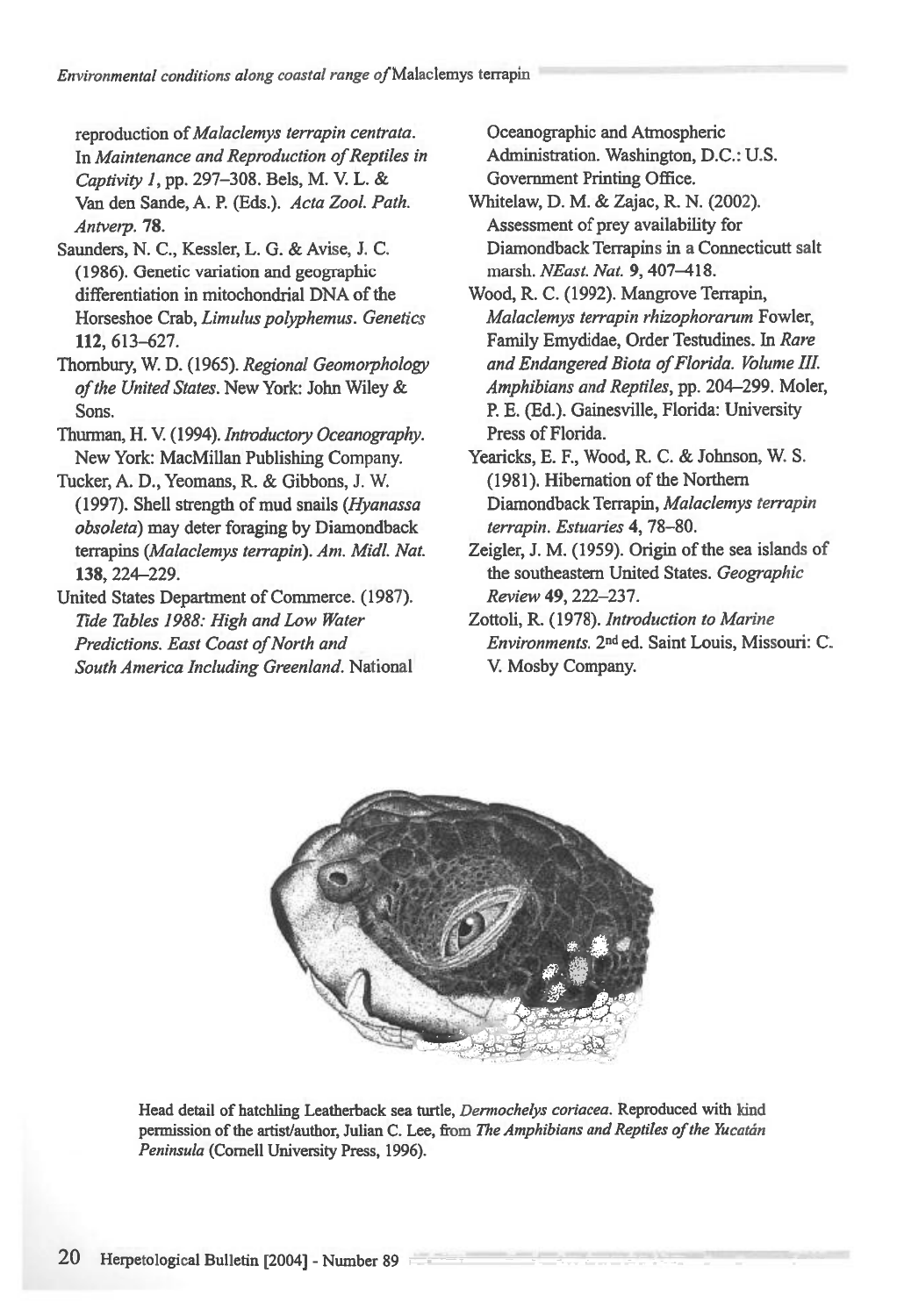reproduction of *Malaclemys terrapin centrata*. In *Maintenance and Reproduction of Reptiles in Captivity 1*, pp. 297–308. Bels, M. V. L. & Van den Sande, A. P. (Eds.). *Acta Zool. Path. Antverp.* **78**.

Saunders, N. C., Kessler, L. G. & Avise, J. C. (1986). Genetic variation and geographic differentiation in mitochondrial DNA of the Horseshoe Crab, *Limulus polyphemus*. *Genetics* **112**, 613–627.

Thornbury, W. D. (1965). *Regional Geomorphology of the United States*. New York: John Wiley & Sons.

Thurman, H. V. (1994). *Introductory Oceanography*. New York: MacMillan Publishing Company.

Tucker, A. D., Yeomans, R. & Gibbons, J. W. (1997). Shell strength of mud snails (*Hyanassa obsoleta*) may deter foraging by Diamondback terrapins (*Malaclemys terrapin*). *Am. Midl. Nat.* **138**, 224–229.

United States Department of Commerce. (1987). *Tide Tables 1988: High and Low Water Predictions. East Coast of North and South America Including Greenland*. National Oceanographic and Atmospheric Administration. Washington, D.C.: U.S. Government Printing Office.

Whitelaw, D. M. & Zajac, R. N. (2002). Assessment of prey availability for Diamondback Terrapins in a Connecticutt salt marsh. *NEast. Nat.* **9**, 407–418.

Wood, R. C. (1992). Mangrove Terrapin, *Malaclemys terrapin rhizophorarum* Fowler, Family Emydidae, Order Testudines. In *Rare and Endangered Biota of Florida. Volume III. Amphibians and Reptiles*, pp. 204–299. Moler, P. E. (Ed.). Gainesville, Florida: University Press of Florida.

Yearicks, E. F., Wood, R. C. & Johnson, W. S. (1981). Hibernation of the Northern Diamondback Terrapin, *Malaclemys terrapin terrapin*. *Estuaries* **4**, 78–80.

Zeigler, J. M. (1959). Origin of the sea islands of the southeastern United States. *Geographic Review* **49**, 222–237.

Zottoli, R. (1978). *Introduction to Marine Environments*. 2[nd] ed. Saint Louis, Missouri: C. V. Mosby Company.

Head detail of hatchling Leatherback sea turtle, *Dermochelys coriacea*. Reproduced with kind permission of the artist/author, Julian C. Lee, from *The Amphibians and Reptiles of the Yucatán Peninsula* (Cornell University Press, 1996).